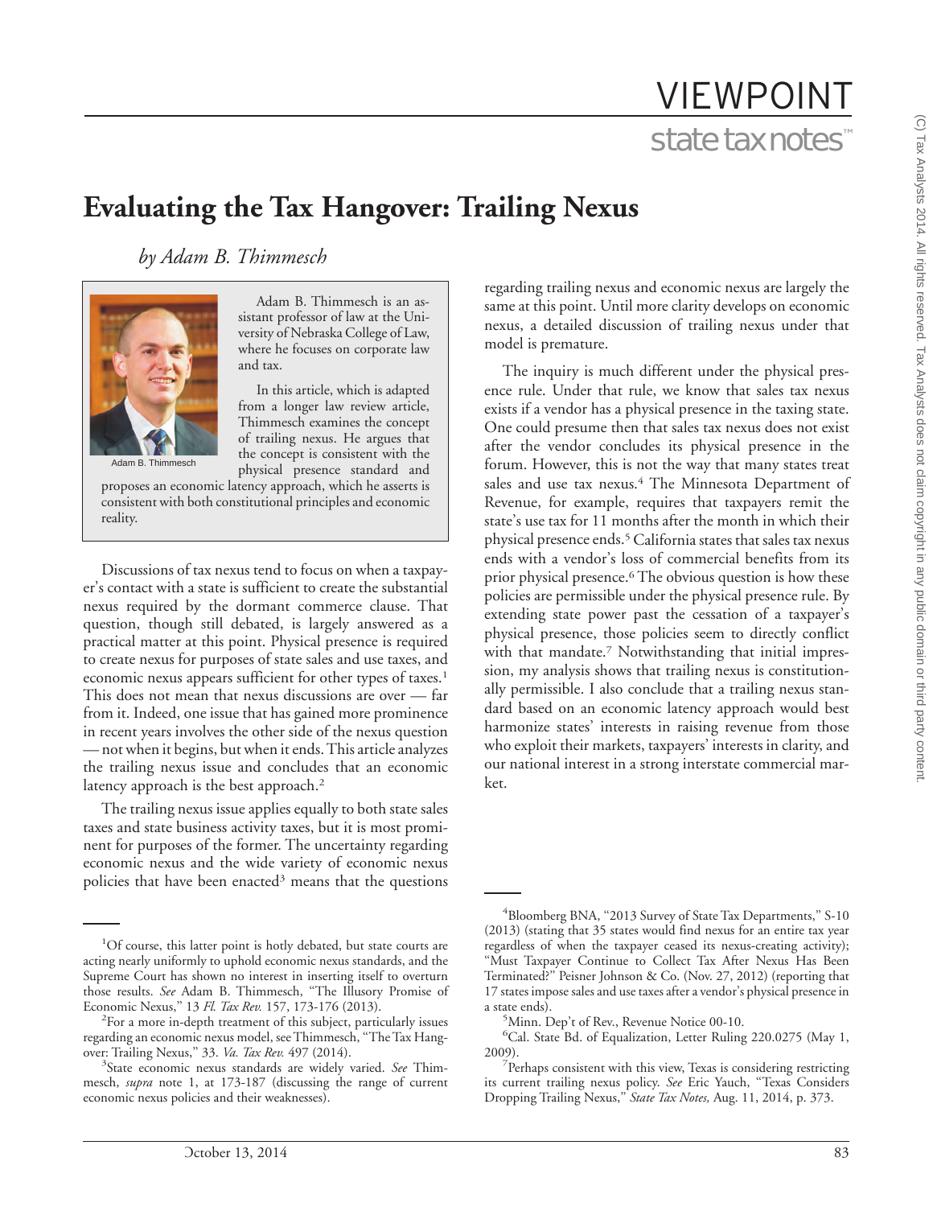# Evaluating the Tax Hangover: Trailing Nexus

*by Adam B. Thimmesch*

Adam B. Thimmesch is an assistant professor of law at the University of Nebraska College of Law, where he focuses on corporate law and tax.

In this article, which is adapted from a longer law review article, Thimmesch examines the concept of trailing nexus. He argues that the concept is consistent with the physical presence standard and proposes an economic latency approach, which he asserts is consistent with both constitutional principles and economic reality.

Discussions of tax nexus tend to focus on when a taxpayer's contact with a state is sufficient to create the substantial nexus required by the dormant commerce clause. That question, though still debated, is largely answered as a practical matter at this point. Physical presence is required to create nexus for purposes of state sales and use taxes, and economic nexus appears sufficient for other types of taxes.[1] This does not mean that nexus discussions are over — far from it. Indeed, one issue that has gained more prominence in recent years involves the other side of the nexus question — not when it begins, but when it ends. This article analyzes the trailing nexus issue and concludes that an economic latency approach is the best approach.[2]

The trailing nexus issue applies equally to both state sales taxes and state business activity taxes, but it is most prominent for purposes of the former. The uncertainty regarding economic nexus and the wide variety of economic nexus policies that have been enacted[3] means that the questions regarding trailing nexus and economic nexus are largely the same at this point. Until more clarity develops on economic nexus, a detailed discussion of trailing nexus under that model is premature.

The inquiry is much different under the physical presence rule. Under that rule, we know that sales tax nexus exists if a vendor has a physical presence in the taxing state. One could presume then that sales tax nexus does not exist after the vendor concludes its physical presence in the forum. However, this is not the way that many states treat sales and use tax nexus.[4] The Minnesota Department of Revenue, for example, requires that taxpayers remit the state's use tax for 11 months after the month in which their physical presence ends.[5] California states that sales tax nexus ends with a vendor's loss of commercial benefits from its prior physical presence.[6] The obvious question is how these policies are permissible under the physical presence rule. By extending state power past the cessation of a taxpayer's physical presence, those policies seem to directly conflict with that mandate.[7] Notwithstanding that initial impression, my analysis shows that trailing nexus is constitutionally permissible. I also conclude that a trailing nexus standard based on an economic latency approach would best harmonize states' interests in raising revenue from those who exploit their markets, taxpayers' interests in clarity, and our national interest in a strong interstate commercial market.

---

[1]Of course, this latter point is hotly debated, but state courts are acting nearly uniformly to uphold economic nexus standards, and the Supreme Court has shown no interest in inserting itself to overturn those results. *See* Adam B. Thimmesch, "The Illusory Promise of Economic Nexus," 13 *Fl. Tax Rev.* 157, 173-176 (2013).

[2]For a more in-depth treatment of this subject, particularly issues regarding an economic nexus model, see Thimmesch, "The Tax Hangover: Trailing Nexus," 33. *Va. Tax Rev.* 497 (2014).

[3]State economic nexus standards are widely varied. *See* Thimmesch, *supra* note 1, at 173-187 (discussing the range of current economic nexus policies and their weaknesses).

[4]Bloomberg BNA, "2013 Survey of State Tax Departments," S-10 (2013) (stating that 35 states would find nexus for an entire tax year regardless of when the taxpayer ceased its nexus-creating activity); "Must Taxpayer Continue to Collect Tax After Nexus Has Been Terminated?" Peisner Johnson & Co. (Nov. 27, 2012) (reporting that 17 states impose sales and use taxes after a vendor's physical presence in a state ends).

[5]Minn. Dep't of Rev., Revenue Notice 00-10.

[6]Cal. State Bd. of Equalization, Letter Ruling 220.0275 (May 1, 2009).

[7]Perhaps consistent with this view, Texas is considering restricting its current trailing nexus policy. *See* Eric Yauch, "Texas Considers Dropping Trailing Nexus," *State Tax Notes,* Aug. 11, 2014, p. 373.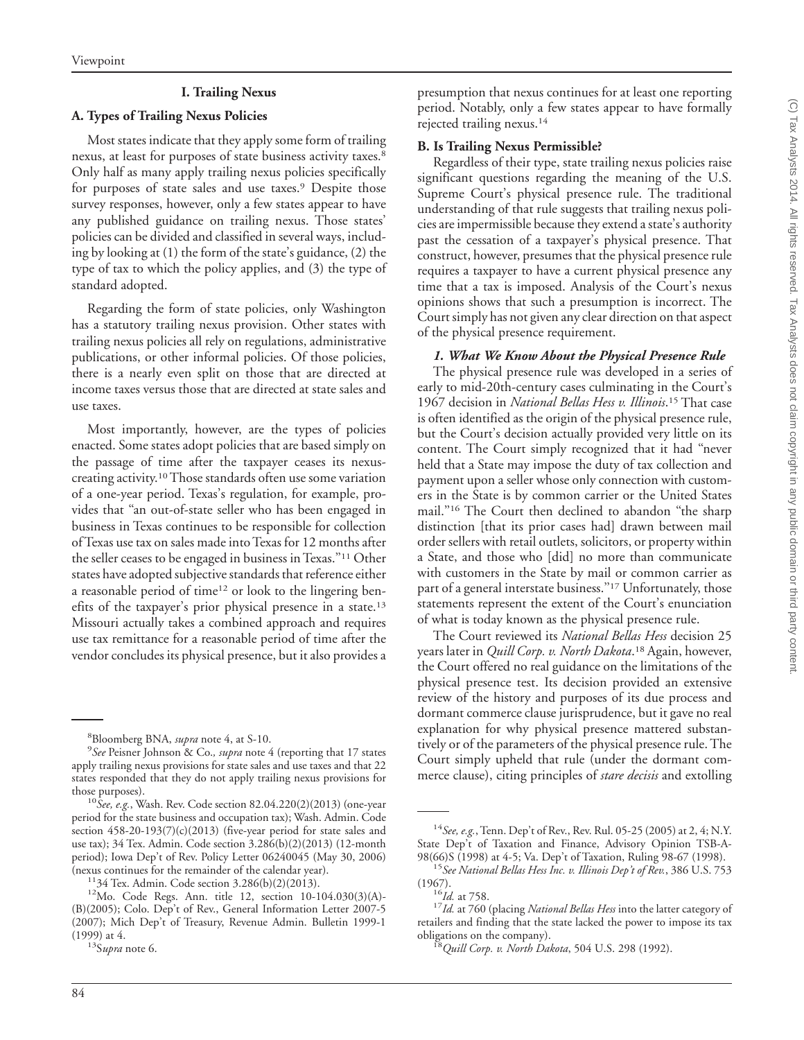## I. Trailing Nexus

### A. Types of Trailing Nexus Policies

Most states indicate that they apply some form of trailing nexus, at least for purposes of state business activity taxes.[8] Only half as many apply trailing nexus policies specifically for purposes of state sales and use taxes.[9] Despite those survey responses, however, only a few states appear to have any published guidance on trailing nexus. Those states' policies can be divided and classified in several ways, including by looking at (1) the form of the state's guidance, (2) the type of tax to which the policy applies, and (3) the type of standard adopted.

Regarding the form of state policies, only Washington has a statutory trailing nexus provision. Other states with trailing nexus policies all rely on regulations, administrative publications, or other informal policies. Of those policies, there is a nearly even split on those that are directed at income taxes versus those that are directed at state sales and use taxes.

Most importantly, however, are the types of policies enacted. Some states adopt policies that are based simply on the passage of time after the taxpayer ceases its nexus-creating activity.[10] Those standards often use some variation of a one-year period. Texas's regulation, for example, provides that "an out-of-state seller who has been engaged in business in Texas continues to be responsible for collection of Texas use tax on sales made into Texas for 12 months after the seller ceases to be engaged in business in Texas."[11] Other states have adopted subjective standards that reference either a reasonable period of time[12] or look to the lingering benefits of the taxpayer's prior physical presence in a state.[13] Missouri actually takes a combined approach and requires use tax remittance for a reasonable period of time after the vendor concludes its physical presence, but it also provides a presumption that nexus continues for at least one reporting period. Notably, only a few states appear to have formally rejected trailing nexus.[14]

### B. Is Trailing Nexus Permissible?

Regardless of their type, state trailing nexus policies raise significant questions regarding the meaning of the U.S. Supreme Court's physical presence rule. The traditional understanding of that rule suggests that trailing nexus policies are impermissible because they extend a state's authority past the cessation of a taxpayer's physical presence. That construct, however, presumes that the physical presence rule requires a taxpayer to have a current physical presence any time that a tax is imposed. Analysis of the Court's nexus opinions shows that such a presumption is incorrect. The Court simply has not given any clear direction on that aspect of the physical presence requirement.

#### *1. What We Know About the Physical Presence Rule*

The physical presence rule was developed in a series of early to mid-20th-century cases culminating in the Court's 1967 decision in *National Bellas Hess v. Illinois*.[15] That case is often identified as the origin of the physical presence rule, but the Court's decision actually provided very little on its content. The Court simply recognized that it had "never held that a State may impose the duty of tax collection and payment upon a seller whose only connection with customers in the State is by common carrier or the United States mail."[16] The Court then declined to abandon "the sharp distinction [that its prior cases had] drawn between mail order sellers with retail outlets, solicitors, or property within a State, and those who [did] no more than communicate with customers in the State by mail or common carrier as part of a general interstate business."[17] Unfortunately, those statements represent the extent of the Court's enunciation of what is today known as the physical presence rule.

The Court reviewed its *National Bellas Hess* decision 25 years later in *Quill Corp. v. North Dakota*.[18] Again, however, the Court offered no real guidance on the limitations of the physical presence test. Its decision provided an extensive review of the history and purposes of its due process and dormant commerce clause jurisprudence, but it gave no real explanation for why physical presence mattered substantively or of the parameters of the physical presence rule. The Court simply upheld that rule (under the dormant commerce clause), citing principles of *stare decisis* and extolling

---

[8] Bloomberg BNA, *supra* note 4, at S-10.

[9] *See* Peisner Johnson & Co., *supra* note 4 (reporting that 17 states apply trailing nexus provisions for state sales and use taxes and that 22 states responded that they do not apply trailing nexus provisions for those purposes).

[10] *See, e.g.*, Wash. Rev. Code section 82.04.220(2)(2013) (one-year period for the state business and occupation tax); Wash. Admin. Code section 458-20-193(7)(c)(2013) (five-year period for state sales and use tax); 34 Tex. Admin. Code section 3.286(b)(2)(2013) (12-month period); Iowa Dep't of Rev. Policy Letter 06240045 (May 30, 2006) (nexus continues for the remainder of the calendar year).

[11] 34 Tex. Admin. Code section 3.286(b)(2)(2013).

[12] Mo. Code Regs. Ann. title 12, section 10-104.030(3)(A)-(B)(2005); Colo. Dep't of Rev., General Information Letter 2007-5 (2007); Mich Dep't of Treasury, Revenue Admin. Bulletin 1999-1 (1999) at 4.

[13] S*upra* note 6.

[14] *See, e.g.*, Tenn. Dep't of Rev., Rev. Rul. 05-25 (2005) at 2, 4; N.Y. State Dep't of Taxation and Finance, Advisory Opinion TSB-A-98(66)S (1998) at 4-5; Va. Dep't of Taxation, Ruling 98-67 (1998).

[15] *See National Bellas Hess Inc. v. Illinois Dep't of Rev.*, 386 U.S. 753 (1967).

[16] *Id.* at 758.

[17] *Id.* at 760 (placing *National Bellas Hess* into the latter category of retailers and finding that the state lacked the power to impose its tax obligations on the company).

[18] *Quill Corp. v. North Dakota*, 504 U.S. 298 (1992).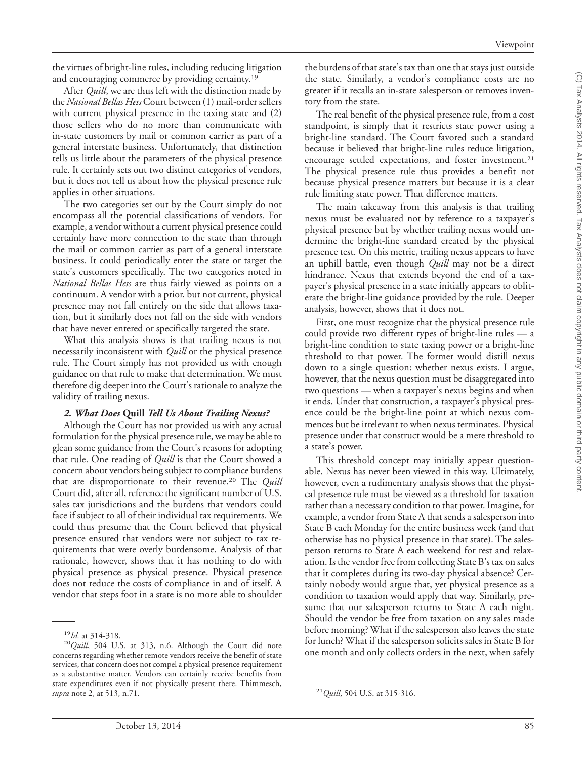the virtues of bright-line rules, including reducing litigation and encouraging commerce by providing certainty.[19]

After *Quill*, we are thus left with the distinction made by the *National Bellas Hess* Court between (1) mail-order sellers with current physical presence in the taxing state and (2) those sellers who do no more than communicate with in-state customers by mail or common carrier as part of a general interstate business. Unfortunately, that distinction tells us little about the parameters of the physical presence rule. It certainly sets out two distinct categories of vendors, but it does not tell us about how the physical presence rule applies in other situations.

The two categories set out by the Court simply do not encompass all the potential classifications of vendors. For example, a vendor without a current physical presence could certainly have more connection to the state than through the mail or common carrier as part of a general interstate business. It could periodically enter the state or target the state's customers specifically. The two categories noted in *National Bellas Hess* are thus fairly viewed as points on a continuum. A vendor with a prior, but not current, physical presence may not fall entirely on the side that allows taxation, but it similarly does not fall on the side with vendors that have never entered or specifically targeted the state.

What this analysis shows is that trailing nexus is not necessarily inconsistent with *Quill* or the physical presence rule. The Court simply has not provided us with enough guidance on that rule to make that determination. We must therefore dig deeper into the Court's rationale to analyze the validity of trailing nexus.

### *2. What Does* Quill *Tell Us About Trailing Nexus?*

Although the Court has not provided us with any actual formulation for the physical presence rule, we may be able to glean some guidance from the Court's reasons for adopting that rule. One reading of *Quill* is that the Court showed a concern about vendors being subject to compliance burdens that are disproportionate to their revenue.[20] The *Quill* Court did, after all, reference the significant number of U.S. sales tax jurisdictions and the burdens that vendors could face if subject to all of their individual tax requirements. We could thus presume that the Court believed that physical presence ensured that vendors were not subject to tax requirements that were overly burdensome. Analysis of that rationale, however, shows that it has nothing to do with physical presence as physical presence. Physical presence does not reduce the costs of compliance in and of itself. A vendor that steps foot in a state is no more able to shoulder the burdens of that state's tax than one that stays just outside the state. Similarly, a vendor's compliance costs are no greater if it recalls an in-state salesperson or removes inventory from the state.

The real benefit of the physical presence rule, from a cost standpoint, is simply that it restricts state power using a bright-line standard. The Court favored such a standard because it believed that bright-line rules reduce litigation, encourage settled expectations, and foster investment.[21] The physical presence rule thus provides a benefit not because physical presence matters but because it is a clear rule limiting state power. That difference matters.

The main takeaway from this analysis is that trailing nexus must be evaluated not by reference to a taxpayer's physical presence but by whether trailing nexus would undermine the bright-line standard created by the physical presence test. On this metric, trailing nexus appears to have an uphill battle, even though *Quill* may not be a direct hindrance. Nexus that extends beyond the end of a taxpayer's physical presence in a state initially appears to obliterate the bright-line guidance provided by the rule. Deeper analysis, however, shows that it does not.

First, one must recognize that the physical presence rule could provide two different types of bright-line rules — a bright-line condition to state taxing power or a bright-line threshold to that power. The former would distill nexus down to a single question: whether nexus exists. I argue, however, that the nexus question must be disaggregated into two questions — when a taxpayer's nexus begins and when it ends. Under that construction, a taxpayer's physical presence could be the bright-line point at which nexus commences but be irrelevant to when nexus terminates. Physical presence under that construct would be a mere threshold to a state's power.

This threshold concept may initially appear questionable. Nexus has never been viewed in this way. Ultimately, however, even a rudimentary analysis shows that the physical presence rule must be viewed as a threshold for taxation rather than a necessary condition to that power. Imagine, for example, a vendor from State A that sends a salesperson into State B each Monday for the entire business week (and that otherwise has no physical presence in that state). The salesperson returns to State A each weekend for rest and relaxation. Is the vendor free from collecting State B's tax on sales that it completes during its two-day physical absence? Certainly nobody would argue that, yet physical presence as a condition to taxation would apply that way. Similarly, presume that our salesperson returns to State A each night. Should the vendor be free from taxation on any sales made before morning? What if the salesperson also leaves the state for lunch? What if the salesperson solicits sales in State B for one month and only collects orders in the next, when safely

---

[19] *Id.* at 314-318.

[20] *Quill*, 504 U.S. at 313, n.6. Although the Court did note concerns regarding whether remote vendors receive the benefit of state services, that concern does not compel a physical presence requirement as a substantive matter. Vendors can certainly receive benefits from state expenditures even if not physically present there. Thimmesch, *supra* note 2, at 513, n.71.

[21] *Quill*, 504 U.S. at 315-316.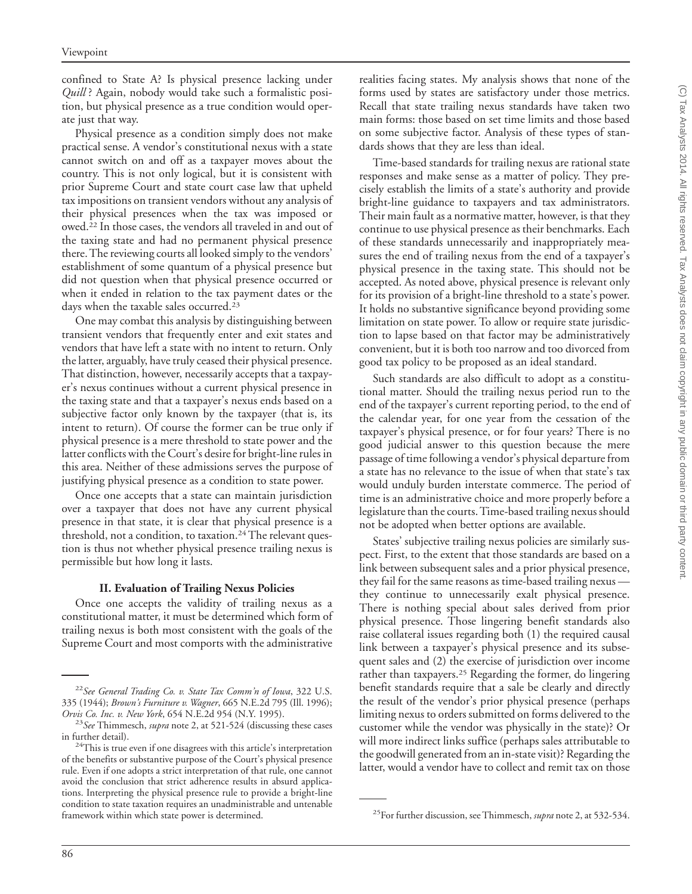confined to State A? Is physical presence lacking under *Quill*? Again, nobody would take such a formalistic position, but physical presence as a true condition would operate just that way.

Physical presence as a condition simply does not make practical sense. A vendor's constitutional nexus with a state cannot switch on and off as a taxpayer moves about the country. This is not only logical, but it is consistent with prior Supreme Court and state court case law that upheld tax impositions on transient vendors without any analysis of their physical presences when the tax was imposed or owed.[22] In those cases, the vendors all traveled in and out of the taxing state and had no permanent physical presence there. The reviewing courts all looked simply to the vendors' establishment of some quantum of a physical presence but did not question when that physical presence occurred or when it ended in relation to the tax payment dates or the days when the taxable sales occurred.[23]

One may combat this analysis by distinguishing between transient vendors that frequently enter and exit states and vendors that have left a state with no intent to return. Only the latter, arguably, have truly ceased their physical presence. That distinction, however, necessarily accepts that a taxpayer's nexus continues without a current physical presence in the taxing state and that a taxpayer's nexus ends based on a subjective factor only known by the taxpayer (that is, its intent to return). Of course the former can be true only if physical presence is a mere threshold to state power and the latter conflicts with the Court's desire for bright-line rules in this area. Neither of these admissions serves the purpose of justifying physical presence as a condition to state power.

Once one accepts that a state can maintain jurisdiction over a taxpayer that does not have any current physical presence in that state, it is clear that physical presence is a threshold, not a condition, to taxation.[24] The relevant question is thus not whether physical presence trailing nexus is permissible but how long it lasts.

## II. Evaluation of Trailing Nexus Policies

Once one accepts the validity of trailing nexus as a constitutional matter, it must be determined which form of trailing nexus is both most consistent with the goals of the Supreme Court and most comports with the administrative realities facing states. My analysis shows that none of the forms used by states are satisfactory under those metrics. Recall that state trailing nexus standards have taken two main forms: those based on set time limits and those based on some subjective factor. Analysis of these types of standards shows that they are less than ideal.

Time-based standards for trailing nexus are rational state responses and make sense as a matter of policy. They precisely establish the limits of a state's authority and provide bright-line guidance to taxpayers and tax administrators. Their main fault as a normative matter, however, is that they continue to use physical presence as their benchmarks. Each of these standards unnecessarily and inappropriately measures the end of trailing nexus from the end of a taxpayer's physical presence in the taxing state. This should not be accepted. As noted above, physical presence is relevant only for its provision of a bright-line threshold to a state's power. It holds no substantive significance beyond providing some limitation on state power. To allow or require state jurisdiction to lapse based on that factor may be administratively convenient, but it is both too narrow and too divorced from good tax policy to be proposed as an ideal standard.

Such standards are also difficult to adopt as a constitutional matter. Should the trailing nexus period run to the end of the taxpayer's current reporting period, to the end of the calendar year, for one year from the cessation of the taxpayer's physical presence, or for four years? There is no good judicial answer to this question because the mere passage of time following a vendor's physical departure from a state has no relevance to the issue of when that state's tax would unduly burden interstate commerce. The period of time is an administrative choice and more properly before a legislature than the courts. Time-based trailing nexus should not be adopted when better options are available.

States' subjective trailing nexus policies are similarly suspect. First, to the extent that those standards are based on a link between subsequent sales and a prior physical presence, they fail for the same reasons as time-based trailing nexus — they continue to unnecessarily exalt physical presence. There is nothing special about sales derived from prior physical presence. Those lingering benefit standards also raise collateral issues regarding both (1) the required causal link between a taxpayer's physical presence and its subsequent sales and (2) the exercise of jurisdiction over income rather than taxpayers.[25] Regarding the former, do lingering benefit standards require that a sale be clearly and directly the result of the vendor's prior physical presence (perhaps limiting nexus to orders submitted on forms delivered to the customer while the vendor was physically in the state)? Or will more indirect links suffice (perhaps sales attributable to the goodwill generated from an in-state visit)? Regarding the latter, would a vendor have to collect and remit tax on those

---

[22]*See General Trading Co. v. State Tax Comm'n of Iowa*, 322 U.S. 335 (1944); *Brown's Furniture v. Wagner*, 665 N.E.2d 795 (Ill. 1996); *Orvis Co. Inc. v. New York*, 654 N.E.2d 954 (N.Y. 1995).

[23]*See* Thimmesch, *supra* note 2, at 521-524 (discussing these cases in further detail).

[24]This is true even if one disagrees with this article's interpretation of the benefits or substantive purpose of the Court's physical presence rule. Even if one adopts a strict interpretation of that rule, one cannot avoid the conclusion that strict adherence results in absurd applications. Interpreting the physical presence rule to provide a bright-line condition to state taxation requires an unadministrable and untenable framework within which state power is determined.

[25]For further discussion, see Thimmesch, *supra* note 2, at 532-534.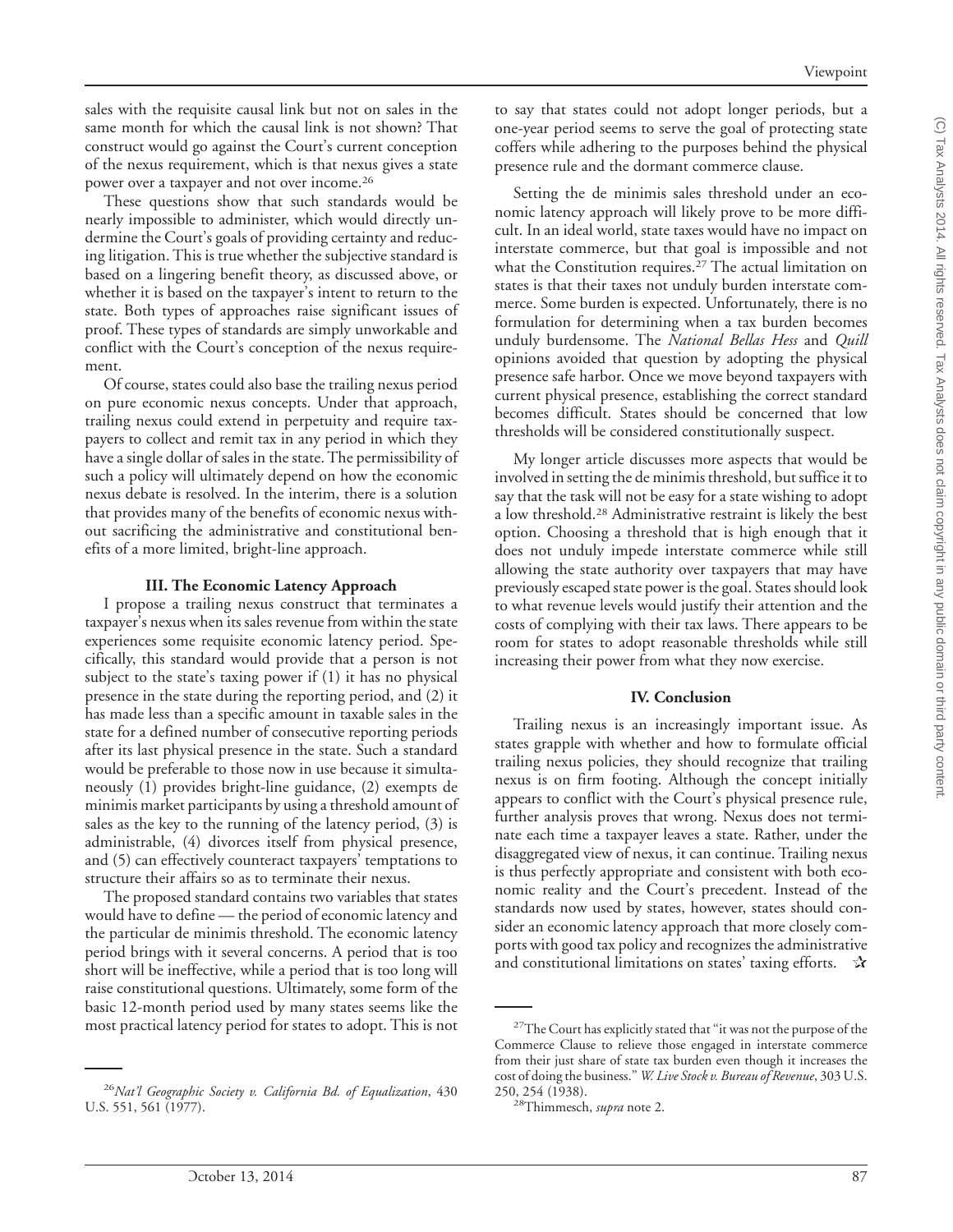sales with the requisite causal link but not on sales in the same month for which the causal link is not shown? That construct would go against the Court's current conception of the nexus requirement, which is that nexus gives a state power over a taxpayer and not over income.[26]

These questions show that such standards would be nearly impossible to administer, which would directly undermine the Court's goals of providing certainty and reducing litigation. This is true whether the subjective standard is based on a lingering benefit theory, as discussed above, or whether it is based on the taxpayer's intent to return to the state. Both types of approaches raise significant issues of proof. These types of standards are simply unworkable and conflict with the Court's conception of the nexus requirement.

Of course, states could also base the trailing nexus period on pure economic nexus concepts. Under that approach, trailing nexus could extend in perpetuity and require taxpayers to collect and remit tax in any period in which they have a single dollar of sales in the state. The permissibility of such a policy will ultimately depend on how the economic nexus debate is resolved. In the interim, there is a solution that provides many of the benefits of economic nexus without sacrificing the administrative and constitutional benefits of a more limited, bright-line approach.

### III. The Economic Latency Approach

I propose a trailing nexus construct that terminates a taxpayer's nexus when its sales revenue from within the state experiences some requisite economic latency period. Specifically, this standard would provide that a person is not subject to the state's taxing power if (1) it has no physical presence in the state during the reporting period, and (2) it has made less than a specific amount in taxable sales in the state for a defined number of consecutive reporting periods after its last physical presence in the state. Such a standard would be preferable to those now in use because it simultaneously (1) provides bright-line guidance, (2) exempts de minimis market participants by using a threshold amount of sales as the key to the running of the latency period, (3) is administrable, (4) divorces itself from physical presence, and (5) can effectively counteract taxpayers' temptations to structure their affairs so as to terminate their nexus.

The proposed standard contains two variables that states would have to define — the period of economic latency and the particular de minimis threshold. The economic latency period brings with it several concerns. A period that is too short will be ineffective, while a period that is too long will raise constitutional questions. Ultimately, some form of the basic 12-month period used by many states seems like the most practical latency period for states to adopt. This is not to say that states could not adopt longer periods, but a one-year period seems to serve the goal of protecting state coffers while adhering to the purposes behind the physical presence rule and the dormant commerce clause.

Setting the de minimis sales threshold under an economic latency approach will likely prove to be more difficult. In an ideal world, state taxes would have no impact on interstate commerce, but that goal is impossible and not what the Constitution requires.[27] The actual limitation on states is that their taxes not unduly burden interstate commerce. Some burden is expected. Unfortunately, there is no formulation for determining when a tax burden becomes unduly burdensome. The *National Bellas Hess* and *Quill* opinions avoided that question by adopting the physical presence safe harbor. Once we move beyond taxpayers with current physical presence, establishing the correct standard becomes difficult. States should be concerned that low thresholds will be considered constitutionally suspect.

My longer article discusses more aspects that would be involved in setting the de minimis threshold, but suffice it to say that the task will not be easy for a state wishing to adopt a low threshold.[28] Administrative restraint is likely the best option. Choosing a threshold that is high enough that it does not unduly impede interstate commerce while still allowing the state authority over taxpayers that may have previously escaped state power is the goal. States should look to what revenue levels would justify their attention and the costs of complying with their tax laws. There appears to be room for states to adopt reasonable thresholds while still increasing their power from what they now exercise.

### IV. Conclusion

Trailing nexus is an increasingly important issue. As states grapple with whether and how to formulate official trailing nexus policies, they should recognize that trailing nexus is on firm footing. Although the concept initially appears to conflict with the Court's physical presence rule, further analysis proves that wrong. Nexus does not terminate each time a taxpayer leaves a state. Rather, under the disaggregated view of nexus, it can continue. Trailing nexus is thus perfectly appropriate and consistent with both economic reality and the Court's precedent. Instead of the standards now used by states, however, states should consider an economic latency approach that more closely comports with good tax policy and recognizes the administrative and constitutional limitations on states' taxing efforts. ✰

---

[26] *Nat'l Geographic Society v. California Bd. of Equalization*, 430 U.S. 551, 561 (1977).

[27] The Court has explicitly stated that "it was not the purpose of the Commerce Clause to relieve those engaged in interstate commerce from their just share of state tax burden even though it increases the cost of doing the business." *W. Live Stock v. Bureau of Revenue*, 303 U.S. 250, 254 (1938).

[28] Thimmesch, *supra* note 2.